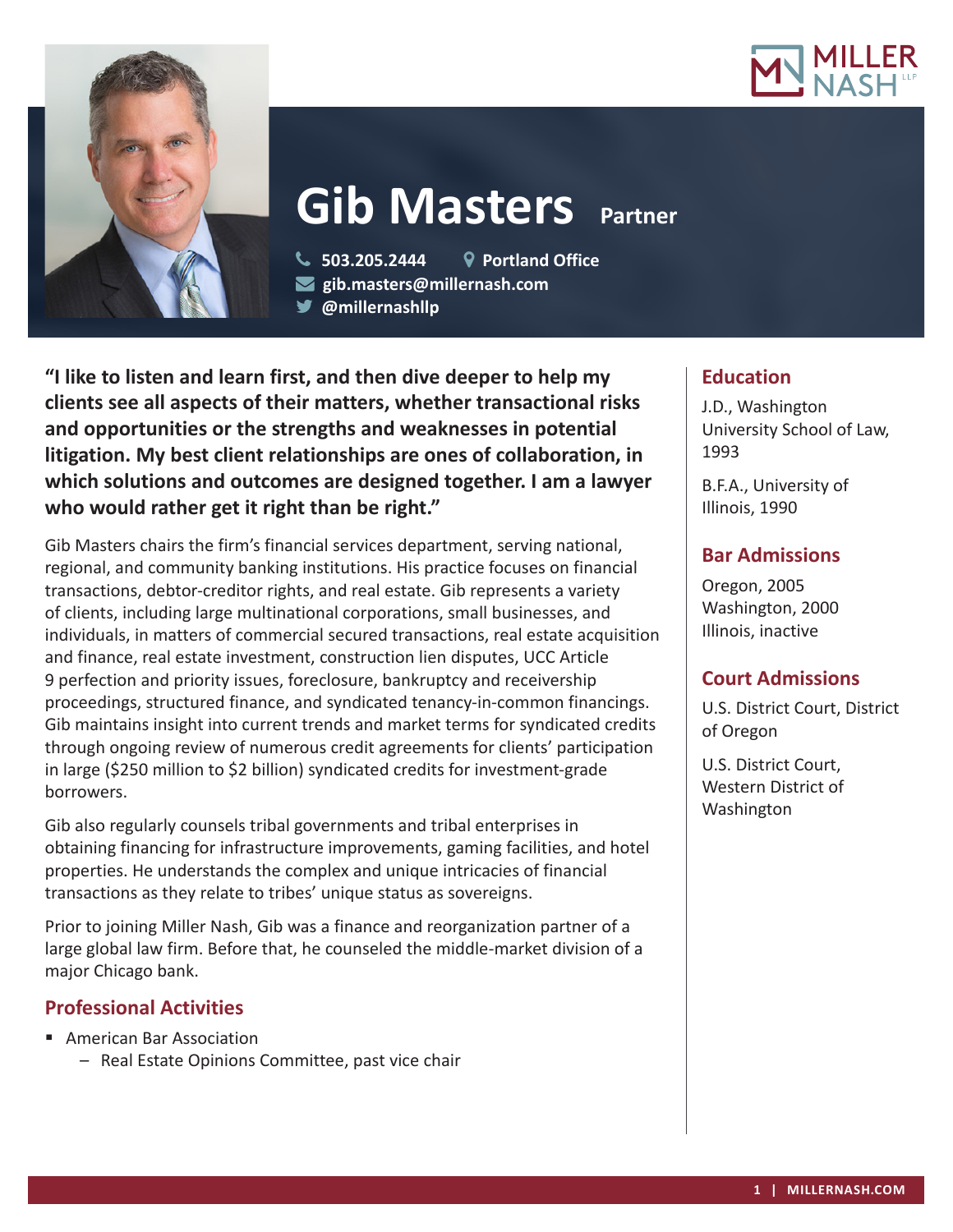# Gib Masters Partner

503.205.2444 | Portland Office
gib.masters@millernash.com
@millernashllp

**"I like to listen and learn first, and then dive deeper to help my clients see all aspects of their matters, whether transactional risks and opportunities or the strengths and weaknesses in potential litigation. My best client relationships are ones of collaboration, in which solutions and outcomes are designed together. I am a lawyer who would rather get it right than be right."**

Gib Masters chairs the firm's financial services department, serving national, regional, and community banking institutions. His practice focuses on financial transactions, debtor-creditor rights, and real estate. Gib represents a variety of clients, including large multinational corporations, small businesses, and individuals, in matters of commercial secured transactions, real estate acquisition and finance, real estate investment, construction lien disputes, UCC Article 9 perfection and priority issues, foreclosure, bankruptcy and receivership proceedings, structured finance, and syndicated tenancy-in-common financings. Gib maintains insight into current trends and market terms for syndicated credits through ongoing review of numerous credit agreements for clients' participation in large ($250 million to $2 billion) syndicated credits for investment-grade borrowers.

Gib also regularly counsels tribal governments and tribal enterprises in obtaining financing for infrastructure improvements, gaming facilities, and hotel properties. He understands the complex and unique intricacies of financial transactions as they relate to tribes' unique status as sovereigns.

Prior to joining Miller Nash, Gib was a finance and reorganization partner of a large global law firm. Before that, he counseled the middle-market division of a major Chicago bank.

## Professional Activities

- American Bar Association
  - Real Estate Opinions Committee, past vice chair

## Education

J.D., Washington University School of Law, 1993

B.F.A., University of Illinois, 1990

## Bar Admissions

Oregon, 2005
Washington, 2000
Illinois, inactive

## Court Admissions

U.S. District Court, District of Oregon

U.S. District Court, Western District of Washington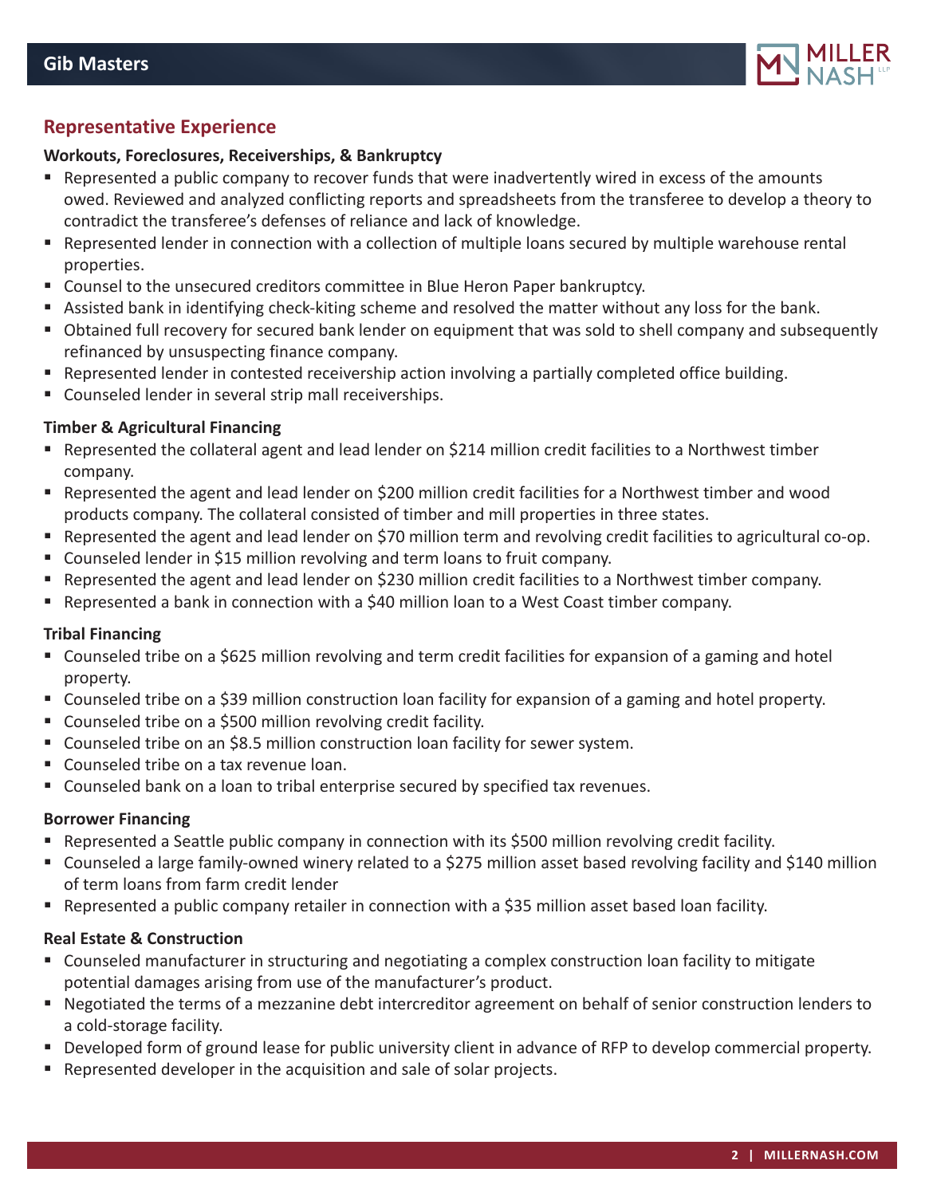## Representative Experience

**Workouts, Foreclosures, Receiverships, & Bankruptcy**

- Represented a public company to recover funds that were inadvertently wired in excess of the amounts owed. Reviewed and analyzed conflicting reports and spreadsheets from the transferee to develop a theory to contradict the transferee's defenses of reliance and lack of knowledge.
- Represented lender in connection with a collection of multiple loans secured by multiple warehouse rental properties.
- Counsel to the unsecured creditors committee in Blue Heron Paper bankruptcy.
- Assisted bank in identifying check-kiting scheme and resolved the matter without any loss for the bank.
- Obtained full recovery for secured bank lender on equipment that was sold to shell company and subsequently refinanced by unsuspecting finance company.
- Represented lender in contested receivership action involving a partially completed office building.
- Counseled lender in several strip mall receiverships.

**Timber & Agricultural Financing**

- Represented the collateral agent and lead lender on $214 million credit facilities to a Northwest timber company.
- Represented the agent and lead lender on $200 million credit facilities for a Northwest timber and wood products company. The collateral consisted of timber and mill properties in three states.
- Represented the agent and lead lender on $70 million term and revolving credit facilities to agricultural co-op.
- Counseled lender in $15 million revolving and term loans to fruit company.
- Represented the agent and lead lender on $230 million credit facilities to a Northwest timber company.
- Represented a bank in connection with a $40 million loan to a West Coast timber company.

**Tribal Financing**

- Counseled tribe on a $625 million revolving and term credit facilities for expansion of a gaming and hotel property.
- Counseled tribe on a $39 million construction loan facility for expansion of a gaming and hotel property.
- Counseled tribe on a $500 million revolving credit facility.
- Counseled tribe on an $8.5 million construction loan facility for sewer system.
- Counseled tribe on a tax revenue loan.
- Counseled bank on a loan to tribal enterprise secured by specified tax revenues.

**Borrower Financing**

- Represented a Seattle public company in connection with its $500 million revolving credit facility.
- Counseled a large family-owned winery related to a $275 million asset based revolving facility and $140 million of term loans from farm credit lender
- Represented a public company retailer in connection with a $35 million asset based loan facility.

**Real Estate & Construction**

- Counseled manufacturer in structuring and negotiating a complex construction loan facility to mitigate potential damages arising from use of the manufacturer's product.
- Negotiated the terms of a mezzanine debt intercreditor agreement on behalf of senior construction lenders to a cold-storage facility.
- Developed form of ground lease for public university client in advance of RFP to develop commercial property.
- Represented developer in the acquisition and sale of solar projects.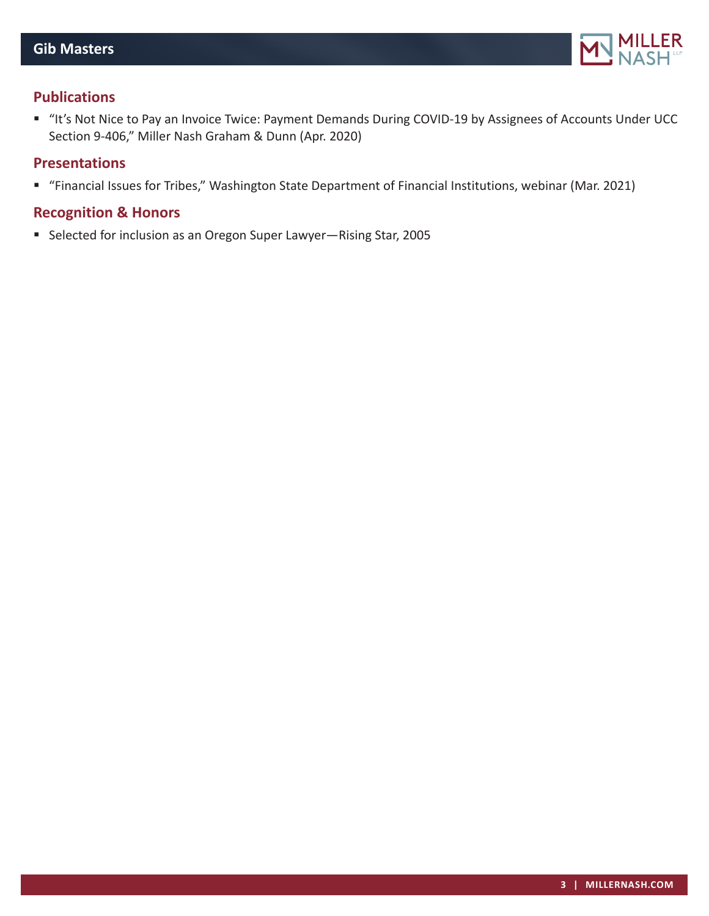## Publications

- "It's Not Nice to Pay an Invoice Twice: Payment Demands During COVID-19 by Assignees of Accounts Under UCC Section 9-406," Miller Nash Graham & Dunn (Apr. 2020)

## Presentations

- "Financial Issues for Tribes," Washington State Department of Financial Institutions, webinar (Mar. 2021)

## Recognition & Honors

- Selected for inclusion as an Oregon Super Lawyer—Rising Star, 2005